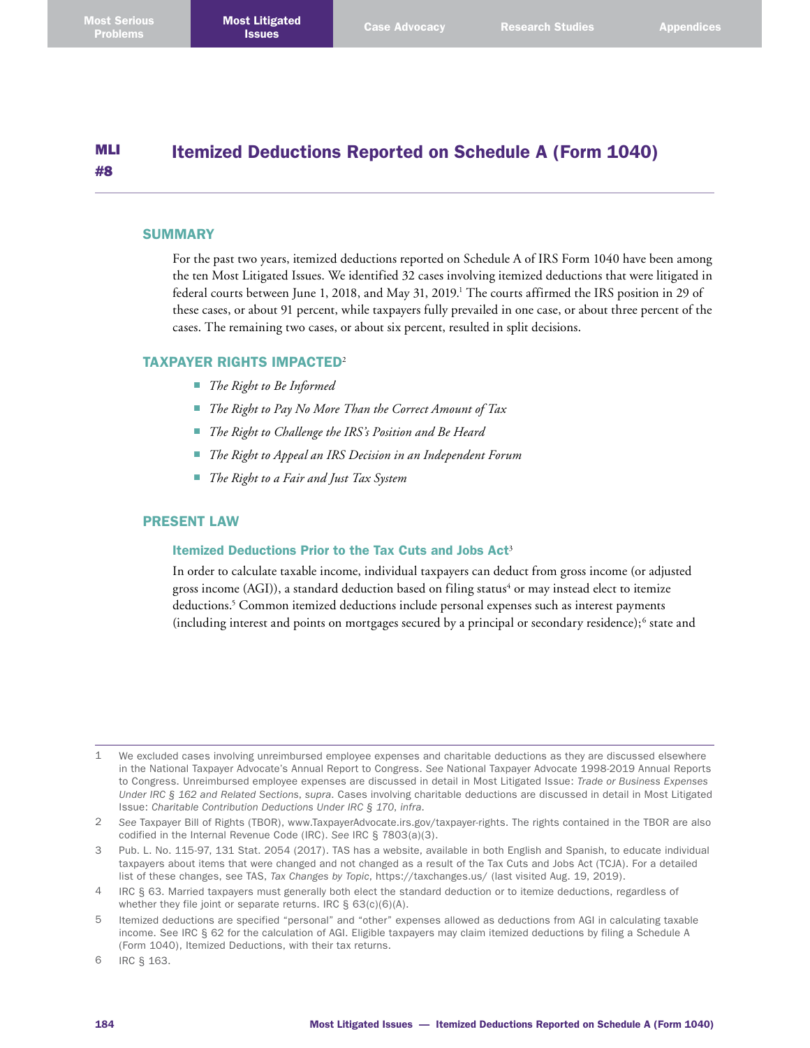# MLI #8 Itemized Deductions Reported on Schedule A (Form 1040)

## SUMMARY

For the past two years, itemized deductions reported on Schedule A of IRS Form 1040 have been among the ten Most Litigated Issues. We identified 32 cases involving itemized deductions that were litigated in federal courts between June 1, 2018, and May 31, 2019.[1] The courts affirmed the IRS position in 29 of these cases, or about 91 percent, while taxpayers fully prevailed in one case, or about three percent of the cases. The remaining two cases, or about six percent, resulted in split decisions.

## TAXPAYER RIGHTS IMPACTED[2]

- *The Right to Be Informed*
- *The Right to Pay No More Than the Correct Amount of Tax*
- *The Right to Challenge the IRS's Position and Be Heard*
- *The Right to Appeal an IRS Decision in an Independent Forum*
- *The Right to a Fair and Just Tax System*

## PRESENT LAW

### Itemized Deductions Prior to the Tax Cuts and Jobs Act[3]

In order to calculate taxable income, individual taxpayers can deduct from gross income (or adjusted gross income (AGI)), a standard deduction based on filing status[4] or may instead elect to itemize deductions.[5] Common itemized deductions include personal expenses such as interest payments (including interest and points on mortgages secured by a principal or secondary residence);[6] state and

---

1 We excluded cases involving unreimbursed employee expenses and charitable deductions as they are discussed elsewhere in the National Taxpayer Advocate's Annual Report to Congress. *See* National Taxpayer Advocate 1998-2019 Annual Reports to Congress. Unreimbursed employee expenses are discussed in detail in Most Litigated Issue: *Trade or Business Expenses Under IRC § 162 and Related Sections*, *supra*. Cases involving charitable deductions are discussed in detail in Most Litigated Issue: *Charitable Contribution Deductions Under IRC § 170*, *infra*.

2 *See* Taxpayer Bill of Rights (TBOR), www.TaxpayerAdvocate.irs.gov/taxpayer-rights. The rights contained in the TBOR are also codified in the Internal Revenue Code (IRC). *See* IRC § 7803(a)(3).

3 Pub. L. No. 115-97, 131 Stat. 2054 (2017). TAS has a website, available in both English and Spanish, to educate individual taxpayers about items that were changed and not changed as a result of the Tax Cuts and Jobs Act (TCJA). For a detailed list of these changes, see TAS, *Tax Changes by Topic*, https://taxchanges.us/ (last visited Aug. 19, 2019).

4 IRC § 63. Married taxpayers must generally both elect the standard deduction or to itemize deductions, regardless of whether they file joint or separate returns. IRC § 63(c)(6)(A).

5 Itemized deductions are specified "personal" and "other" expenses allowed as deductions from AGI in calculating taxable income. See IRC § 62 for the calculation of AGI. Eligible taxpayers may claim itemized deductions by filing a Schedule A (Form 1040), Itemized Deductions, with their tax returns.

6 IRC § 163.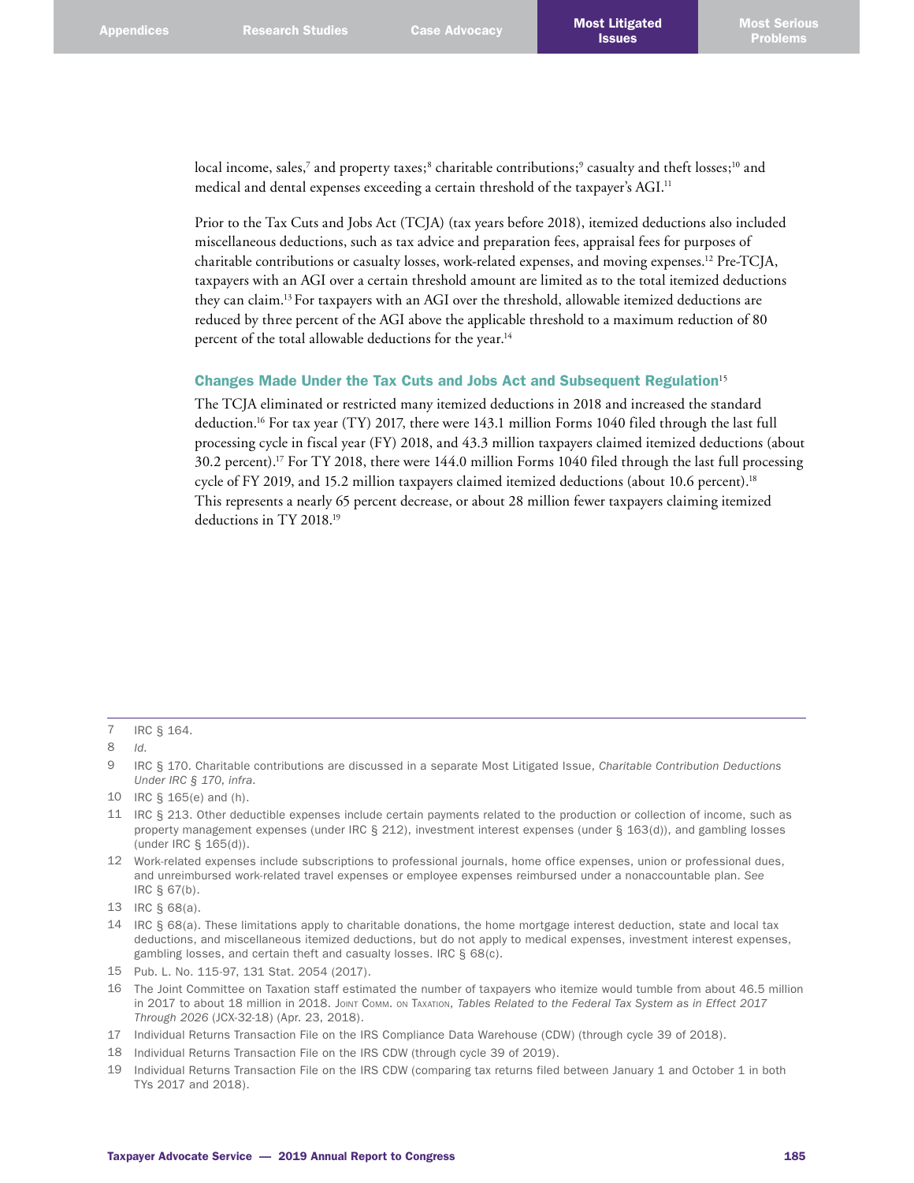local income, sales,[7] and property taxes;[8] charitable contributions;[9] casualty and theft losses;[10] and medical and dental expenses exceeding a certain threshold of the taxpayer's AGI.[11]

Prior to the Tax Cuts and Jobs Act (TCJA) (tax years before 2018), itemized deductions also included miscellaneous deductions, such as tax advice and preparation fees, appraisal fees for purposes of charitable contributions or casualty losses, work-related expenses, and moving expenses.[12] Pre-TCJA, taxpayers with an AGI over a certain threshold amount are limited as to the total itemized deductions they can claim.[13] For taxpayers with an AGI over the threshold, allowable itemized deductions are reduced by three percent of the AGI above the applicable threshold to a maximum reduction of 80 percent of the total allowable deductions for the year.[14]

### Changes Made Under the Tax Cuts and Jobs Act and Subsequent Regulation[15]

The TCJA eliminated or restricted many itemized deductions in 2018 and increased the standard deduction.[16] For tax year (TY) 2017, there were 143.1 million Forms 1040 filed through the last full processing cycle in fiscal year (FY) 2018, and 43.3 million taxpayers claimed itemized deductions (about 30.2 percent).[17] For TY 2018, there were 144.0 million Forms 1040 filed through the last full processing cycle of FY 2019, and 15.2 million taxpayers claimed itemized deductions (about 10.6 percent).[18] This represents a nearly 65 percent decrease, or about 28 million fewer taxpayers claiming itemized deductions in TY 2018.[19]

---

7 IRC § 164.

8 *Id.*

9 IRC § 170. Charitable contributions are discussed in a separate Most Litigated Issue, *Charitable Contribution Deductions Under IRC § 170*, *infra*.

10 IRC § 165(e) and (h).

11 IRC § 213. Other deductible expenses include certain payments related to the production or collection of income, such as property management expenses (under IRC § 212), investment interest expenses (under § 163(d)), and gambling losses (under IRC § 165(d)).

12 Work-related expenses include subscriptions to professional journals, home office expenses, union or professional dues, and unreimbursed work-related travel expenses or employee expenses reimbursed under a nonaccountable plan. *See* IRC § 67(b).

13 IRC § 68(a).

14 IRC § 68(a). These limitations apply to charitable donations, the home mortgage interest deduction, state and local tax deductions, and miscellaneous itemized deductions, but do not apply to medical expenses, investment interest expenses, gambling losses, and certain theft and casualty losses. IRC § 68(c).

15 Pub. L. No. 115-97, 131 Stat. 2054 (2017).

16 The Joint Committee on Taxation staff estimated the number of taxpayers who itemize would tumble from about 46.5 million in 2017 to about 18 million in 2018. Joint Comm. on Taxation, *Tables Related to the Federal Tax System as in Effect 2017 Through 2026* (JCX-32-18) (Apr. 23, 2018).

17 Individual Returns Transaction File on the IRS Compliance Data Warehouse (CDW) (through cycle 39 of 2018).

18 Individual Returns Transaction File on the IRS CDW (through cycle 39 of 2019).

19 Individual Returns Transaction File on the IRS CDW (comparing tax returns filed between January 1 and October 1 in both TYs 2017 and 2018).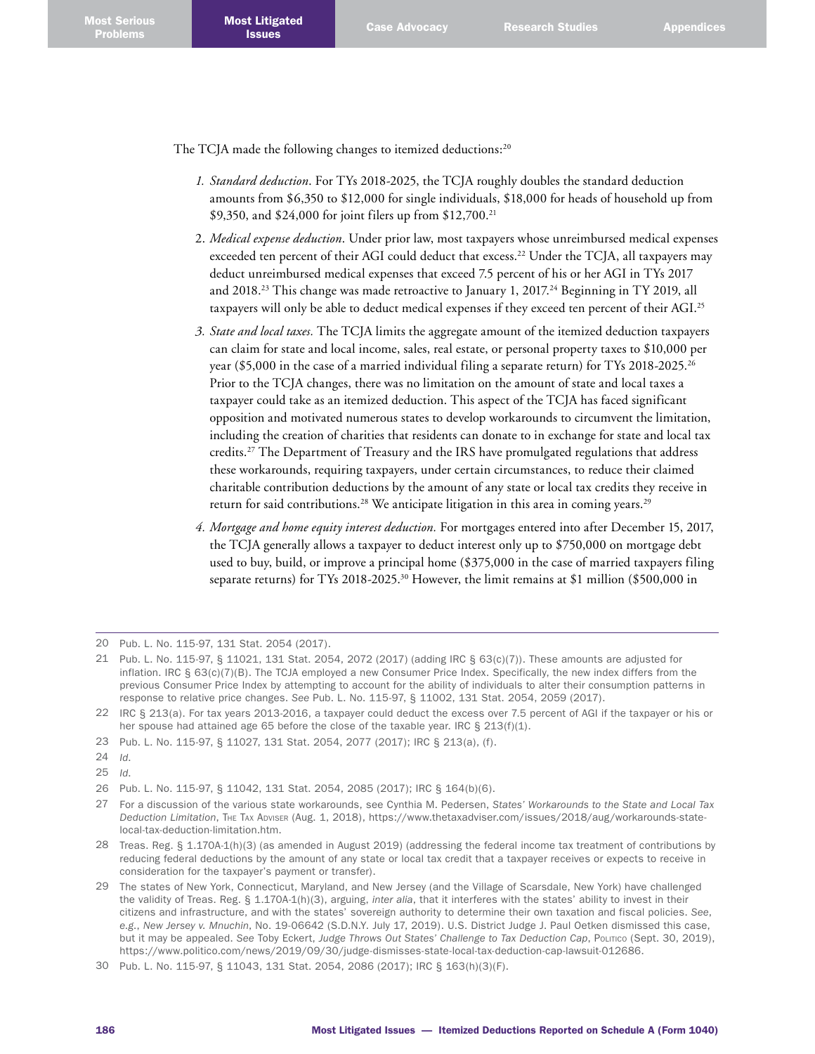The TCJA made the following changes to itemized deductions:[20]

1. *Standard deduction*. For TYs 2018-2025, the TCJA roughly doubles the standard deduction amounts from $6,350 to $12,000 for single individuals, $18,000 for heads of household up from $9,350, and $24,000 for joint filers up from $12,700.[21]
2. *Medical expense deduction*. Under prior law, most taxpayers whose unreimbursed medical expenses exceeded ten percent of their AGI could deduct that excess.[22] Under the TCJA, all taxpayers may deduct unreimbursed medical expenses that exceed 7.5 percent of his or her AGI in TYs 2017 and 2018.[23] This change was made retroactive to January 1, 2017.[24] Beginning in TY 2019, all taxpayers will only be able to deduct medical expenses if they exceed ten percent of their AGI.[25]
3. *State and local taxes.* The TCJA limits the aggregate amount of the itemized deduction taxpayers can claim for state and local income, sales, real estate, or personal property taxes to $10,000 per year ($5,000 in the case of a married individual filing a separate return) for TYs 2018-2025.[26] Prior to the TCJA changes, there was no limitation on the amount of state and local taxes a taxpayer could take as an itemized deduction. This aspect of the TCJA has faced significant opposition and motivated numerous states to develop workarounds to circumvent the limitation, including the creation of charities that residents can donate to in exchange for state and local tax credits.[27] The Department of Treasury and the IRS have promulgated regulations that address these workarounds, requiring taxpayers, under certain circumstances, to reduce their claimed charitable contribution deductions by the amount of any state or local tax credits they receive in return for said contributions.[28] We anticipate litigation in this area in coming years.[29]
4. *Mortgage and home equity interest deduction.* For mortgages entered into after December 15, 2017, the TCJA generally allows a taxpayer to deduct interest only up to $750,000 on mortgage debt used to buy, build, or improve a principal home ($375,000 in the case of married taxpayers filing separate returns) for TYs 2018-2025.[30] However, the limit remains at $1 million ($500,000 in

---

20 Pub. L. No. 115-97, 131 Stat. 2054 (2017).

21 Pub. L. No. 115-97, § 11021, 131 Stat. 2054, 2072 (2017) (adding IRC § 63(c)(7)). These amounts are adjusted for inflation. IRC § 63(c)(7)(B). The TCJA employed a new Consumer Price Index. Specifically, the new index differs from the previous Consumer Price Index by attempting to account for the ability of individuals to alter their consumption patterns in response to relative price changes. *See* Pub. L. No. 115-97, § 11002, 131 Stat. 2054, 2059 (2017).

22 IRC § 213(a). For tax years 2013-2016, a taxpayer could deduct the excess over 7.5 percent of AGI if the taxpayer or his or her spouse had attained age 65 before the close of the taxable year. IRC § 213(f)(1).

23 Pub. L. No. 115-97, § 11027, 131 Stat. 2054, 2077 (2017); IRC § 213(a), (f).

24 *Id.*

25 *Id.*

26 Pub. L. No. 115-97, § 11042, 131 Stat. 2054, 2085 (2017); IRC § 164(b)(6).

27 For a discussion of the various state workarounds, see Cynthia M. Pedersen, *States' Workarounds to the State and Local Tax Deduction Limitation*, The Tax Adviser (Aug. 1, 2018), https://www.thetaxadviser.com/issues/2018/aug/workarounds-state-local-tax-deduction-limitation.htm.

28 Treas. Reg. § 1.170A-1(h)(3) (as amended in August 2019) (addressing the federal income tax treatment of contributions by reducing federal deductions by the amount of any state or local tax credit that a taxpayer receives or expects to receive in consideration for the taxpayer's payment or transfer).

29 The states of New York, Connecticut, Maryland, and New Jersey (and the Village of Scarsdale, New York) have challenged the validity of Treas. Reg. § 1.170A-1(h)(3), arguing, *inter alia*, that it interferes with the states' ability to invest in their citizens and infrastructure, and with the states' sovereign authority to determine their own taxation and fiscal policies. *See, e.g.*, *New Jersey v. Mnuchin*, No. 19-06642 (S.D.N.Y. July 17, 2019). U.S. District Judge J. Paul Oetken dismissed this case, but it may be appealed. *See* Toby Eckert, *Judge Throws Out States' Challenge to Tax Deduction Cap*, Politico (Sept. 30, 2019), https://www.politico.com/news/2019/09/30/judge-dismisses-state-local-tax-deduction-cap-lawsuit-012686.

30 Pub. L. No. 115-97, § 11043, 131 Stat. 2054, 2086 (2017); IRC § 163(h)(3)(F).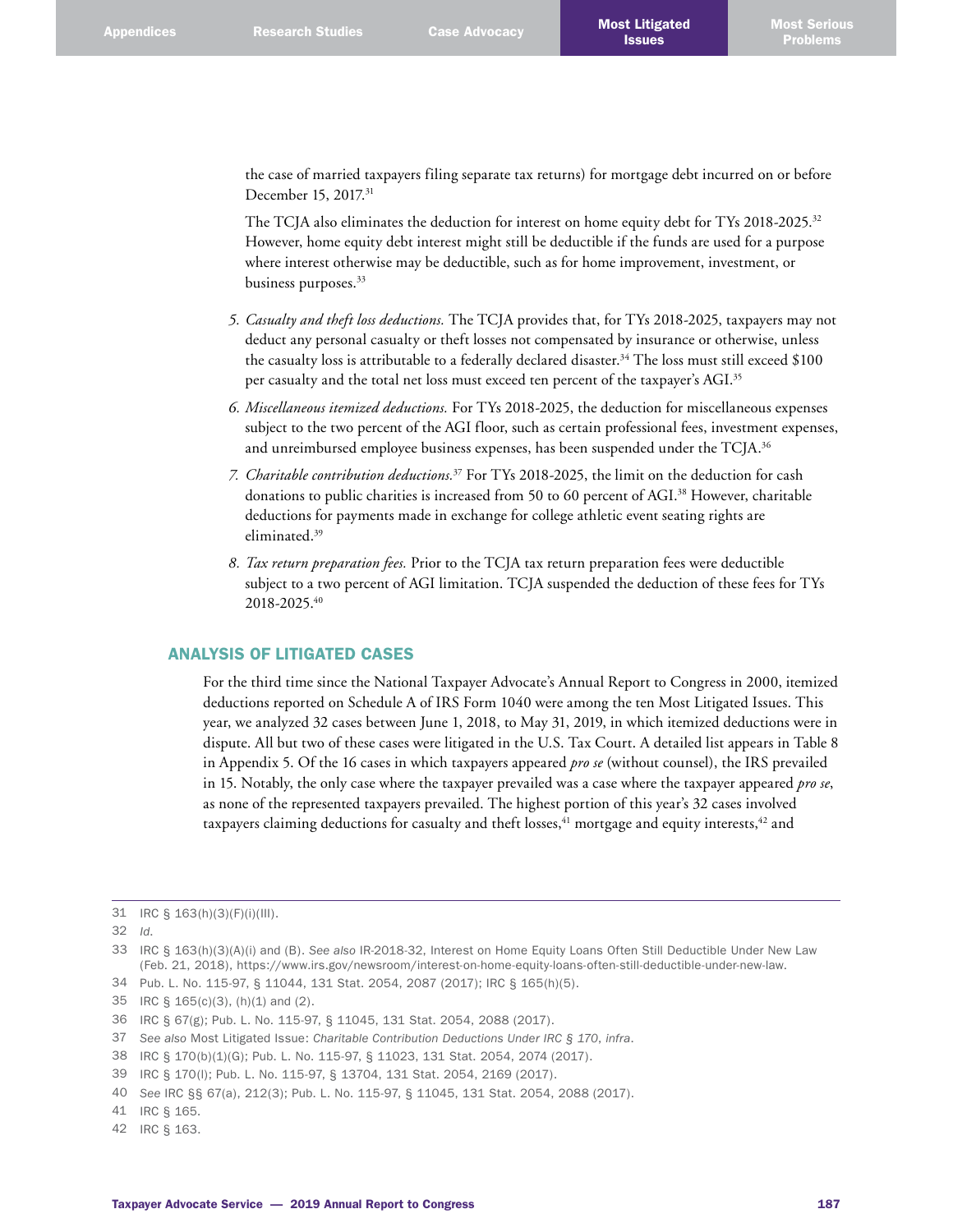the case of married taxpayers filing separate tax returns) for mortgage debt incurred on or before December 15, 2017.[31]

The TCJA also eliminates the deduction for interest on home equity debt for TYs 2018-2025.[32] However, home equity debt interest might still be deductible if the funds are used for a purpose where interest otherwise may be deductible, such as for home improvement, investment, or business purposes.[33]

5. *Casualty and theft loss deductions.* The TCJA provides that, for TYs 2018-2025, taxpayers may not deduct any personal casualty or theft losses not compensated by insurance or otherwise, unless the casualty loss is attributable to a federally declared disaster.[34] The loss must still exceed $100 per casualty and the total net loss must exceed ten percent of the taxpayer's AGI.[35]
6. *Miscellaneous itemized deductions.* For TYs 2018-2025, the deduction for miscellaneous expenses subject to the two percent of the AGI floor, such as certain professional fees, investment expenses, and unreimbursed employee business expenses, has been suspended under the TCJA.[36]
7. *Charitable contribution deductions.*[37] For TYs 2018-2025, the limit on the deduction for cash donations to public charities is increased from 50 to 60 percent of AGI.[38] However, charitable deductions for payments made in exchange for college athletic event seating rights are eliminated.[39]
8. *Tax return preparation fees.* Prior to the TCJA tax return preparation fees were deductible subject to a two percent of AGI limitation. TCJA suspended the deduction of these fees for TYs 2018-2025.[40]

## ANALYSIS OF LITIGATED CASES

For the third time since the National Taxpayer Advocate's Annual Report to Congress in 2000, itemized deductions reported on Schedule A of IRS Form 1040 were among the ten Most Litigated Issues. This year, we analyzed 32 cases between June 1, 2018, to May 31, 2019, in which itemized deductions were in dispute. All but two of these cases were litigated in the U.S. Tax Court. A detailed list appears in Table 8 in Appendix 5. Of the 16 cases in which taxpayers appeared *pro se* (without counsel), the IRS prevailed in 15. Notably, the only case where the taxpayer prevailed was a case where the taxpayer appeared *pro se*, as none of the represented taxpayers prevailed. The highest portion of this year's 32 cases involved taxpayers claiming deductions for casualty and theft losses,[41] mortgage and equity interests,[42] and

---

31 IRC § 163(h)(3)(F)(i)(III).

32 *Id.*

33 IRC § 163(h)(3)(A)(i) and (B). *See also* IR-2018-32, Interest on Home Equity Loans Often Still Deductible Under New Law (Feb. 21, 2018), https://www.irs.gov/newsroom/interest-on-home-equity-loans-often-still-deductible-under-new-law.

34 Pub. L. No. 115-97, § 11044, 131 Stat. 2054, 2087 (2017); IRC § 165(h)(5).

35 IRC § 165(c)(3), (h)(1) and (2).

36 IRC § 67(g); Pub. L. No. 115-97, § 11045, 131 Stat. 2054, 2088 (2017).

37 *See also* Most Litigated Issue: *Charitable Contribution Deductions Under IRC § 170*, *infra*.

38 IRC § 170(b)(1)(G); Pub. L. No. 115-97, § 11023, 131 Stat. 2054, 2074 (2017).

39 IRC § 170(l); Pub. L. No. 115-97, § 13704, 131 Stat. 2054, 2169 (2017).

40 *See* IRC §§ 67(a), 212(3); Pub. L. No. 115-97, § 11045, 131 Stat. 2054, 2088 (2017).

41 IRC § 165.

42 IRC § 163.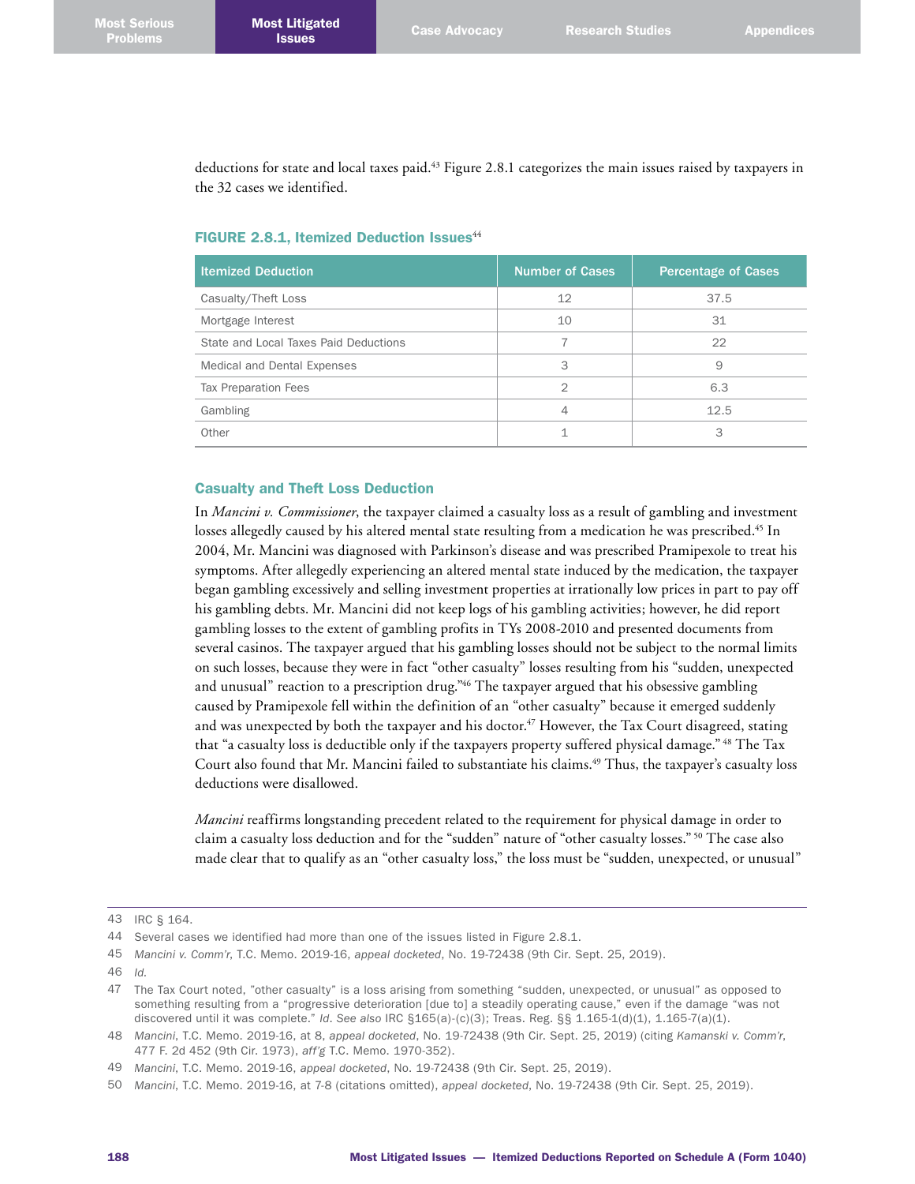deductions for state and local taxes paid.[43] Figure 2.8.1 categorizes the main issues raised by taxpayers in the 32 cases we identified.

### FIGURE 2.8.1, Itemized Deduction Issues[44]

| Itemized Deduction | Number of Cases | Percentage of Cases |
|---|---|---|
| Casualty/Theft Loss | 12 | 37.5 |
| Mortgage Interest | 10 | 31 |
| State and Local Taxes Paid Deductions | 7 | 22 |
| Medical and Dental Expenses | 3 | 9 |
| Tax Preparation Fees | 2 | 6.3 |
| Gambling | 4 | 12.5 |
| Other | 1 | 3 |

### Casualty and Theft Loss Deduction

In *Mancini v. Commissioner*, the taxpayer claimed a casualty loss as a result of gambling and investment losses allegedly caused by his altered mental state resulting from a medication he was prescribed.[45] In 2004, Mr. Mancini was diagnosed with Parkinson's disease and was prescribed Pramipexole to treat his symptoms. After allegedly experiencing an altered mental state induced by the medication, the taxpayer began gambling excessively and selling investment properties at irrationally low prices in part to pay off his gambling debts. Mr. Mancini did not keep logs of his gambling activities; however, he did report gambling losses to the extent of gambling profits in TYs 2008-2010 and presented documents from several casinos. The taxpayer argued that his gambling losses should not be subject to the normal limits on such losses, because they were in fact "other casualty" losses resulting from his "sudden, unexpected and unusual" reaction to a prescription drug."[46] The taxpayer argued that his obsessive gambling caused by Pramipexole fell within the definition of an "other casualty" because it emerged suddenly and was unexpected by both the taxpayer and his doctor.[47] However, the Tax Court disagreed, stating that "a casualty loss is deductible only if the taxpayers property suffered physical damage."[48] The Tax Court also found that Mr. Mancini failed to substantiate his claims.[49] Thus, the taxpayer's casualty loss deductions were disallowed.

*Mancini* reaffirms longstanding precedent related to the requirement for physical damage in order to claim a casualty loss deduction and for the "sudden" nature of "other casualty losses."[50] The case also made clear that to qualify as an "other casualty loss," the loss must be "sudden, unexpected, or unusual"

---

43 IRC § 164.

44 Several cases we identified had more than one of the issues listed in Figure 2.8.1.

45 *Mancini v. Comm'r*, T.C. Memo. 2019-16, *appeal docketed*, No. 19-72438 (9th Cir. Sept. 25, 2019).

46 *Id.*

47 The Tax Court noted, "other casualty" is a loss arising from something "sudden, unexpected, or unusual" as opposed to something resulting from a "progressive deterioration [due to] a steadily operating cause," even if the damage "was not discovered until it was complete." *Id. See also* IRC §165(a)-(c)(3); Treas. Reg. §§ 1.165-1(d)(1), 1.165-7(a)(1).

48 *Mancini*, T.C. Memo. 2019-16, at 8, *appeal docketed*, No. 19-72438 (9th Cir. Sept. 25, 2019) (citing *Kamanski v. Comm'r*, 477 F. 2d 452 (9th Cir. 1973), *aff'g* T.C. Memo. 1970-352).

49 *Mancini*, T.C. Memo. 2019-16, *appeal docketed*, No. 19-72438 (9th Cir. Sept. 25, 2019).

50 *Mancini*, T.C. Memo. 2019-16, at 7-8 (citations omitted), *appeal docketed*, No. 19-72438 (9th Cir. Sept. 25, 2019).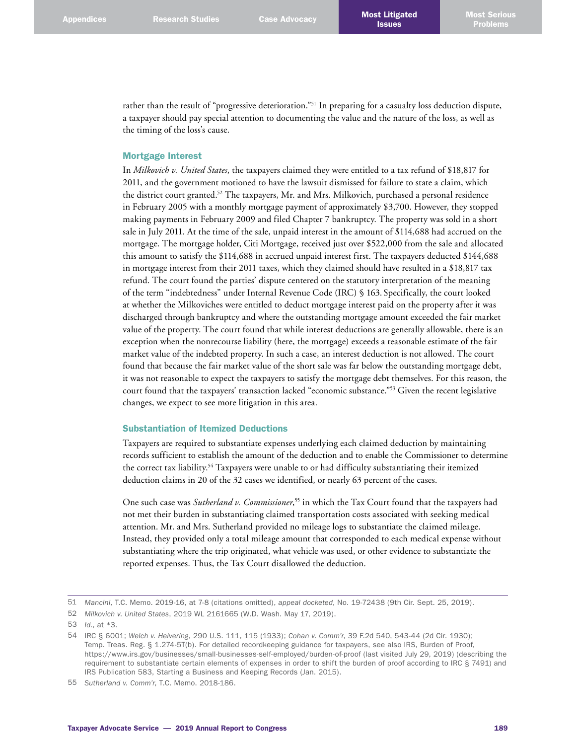rather than the result of "progressive deterioration."[51] In preparing for a casualty loss deduction dispute, a taxpayer should pay special attention to documenting the value and the nature of the loss, as well as the timing of the loss's cause.

### Mortgage Interest

In *Milkovich v. United States*, the taxpayers claimed they were entitled to a tax refund of $18,817 for 2011, and the government motioned to have the lawsuit dismissed for failure to state a claim, which the district court granted.[52] The taxpayers, Mr. and Mrs. Milkovich, purchased a personal residence in February 2005 with a monthly mortgage payment of approximately $3,700. However, they stopped making payments in February 2009 and filed Chapter 7 bankruptcy. The property was sold in a short sale in July 2011. At the time of the sale, unpaid interest in the amount of $114,688 had accrued on the mortgage. The mortgage holder, Citi Mortgage, received just over $522,000 from the sale and allocated this amount to satisfy the $114,688 in accrued unpaid interest first. The taxpayers deducted $144,688 in mortgage interest from their 2011 taxes, which they claimed should have resulted in a $18,817 tax refund. The court found the parties' dispute centered on the statutory interpretation of the meaning of the term "indebtedness" under Internal Revenue Code (IRC) § 163. Specifically, the court looked at whether the Milkoviches were entitled to deduct mortgage interest paid on the property after it was discharged through bankruptcy and where the outstanding mortgage amount exceeded the fair market value of the property. The court found that while interest deductions are generally allowable, there is an exception when the nonrecourse liability (here, the mortgage) exceeds a reasonable estimate of the fair market value of the indebted property. In such a case, an interest deduction is not allowed. The court found that because the fair market value of the short sale was far below the outstanding mortgage debt, it was not reasonable to expect the taxpayers to satisfy the mortgage debt themselves. For this reason, the court found that the taxpayers' transaction lacked "economic substance."[53] Given the recent legislative changes, we expect to see more litigation in this area.

### Substantiation of Itemized Deductions

Taxpayers are required to substantiate expenses underlying each claimed deduction by maintaining records sufficient to establish the amount of the deduction and to enable the Commissioner to determine the correct tax liability.[54] Taxpayers were unable to or had difficulty substantiating their itemized deduction claims in 20 of the 32 cases we identified, or nearly 63 percent of the cases.

One such case was *Sutherland v. Commissioner*,[55] in which the Tax Court found that the taxpayers had not met their burden in substantiating claimed transportation costs associated with seeking medical attention. Mr. and Mrs. Sutherland provided no mileage logs to substantiate the claimed mileage. Instead, they provided only a total mileage amount that corresponded to each medical expense without substantiating where the trip originated, what vehicle was used, or other evidence to substantiate the reported expenses. Thus, the Tax Court disallowed the deduction.

---

51 *Mancini*, T.C. Memo. 2019-16, at 7-8 (citations omitted), *appeal docketed*, No. 19-72438 (9th Cir. Sept. 25, 2019).

52 *Milkovich v. United States*, 2019 WL 2161665 (W.D. Wash. May 17, 2019).

53 *Id.*, at *3.

54 IRC § 6001; *Welch v. Helvering*, 290 U.S. 111, 115 (1933); *Cohan v. Comm'r*, 39 F.2d 540, 543-44 (2d Cir. 1930); Temp. Treas. Reg. § 1.274-5T(b). For detailed recordkeeping guidance for taxpayers, see also IRS, Burden of Proof, https://www.irs.gov/businesses/small-businesses-self-employed/burden-of-proof (last visited July 29, 2019) (describing the requirement to substantiate certain elements of expenses in order to shift the burden of proof according to IRC § 7491) and IRS Publication 583, Starting a Business and Keeping Records (Jan. 2015).

55 *Sutherland v. Comm'r*, T.C. Memo. 2018-186.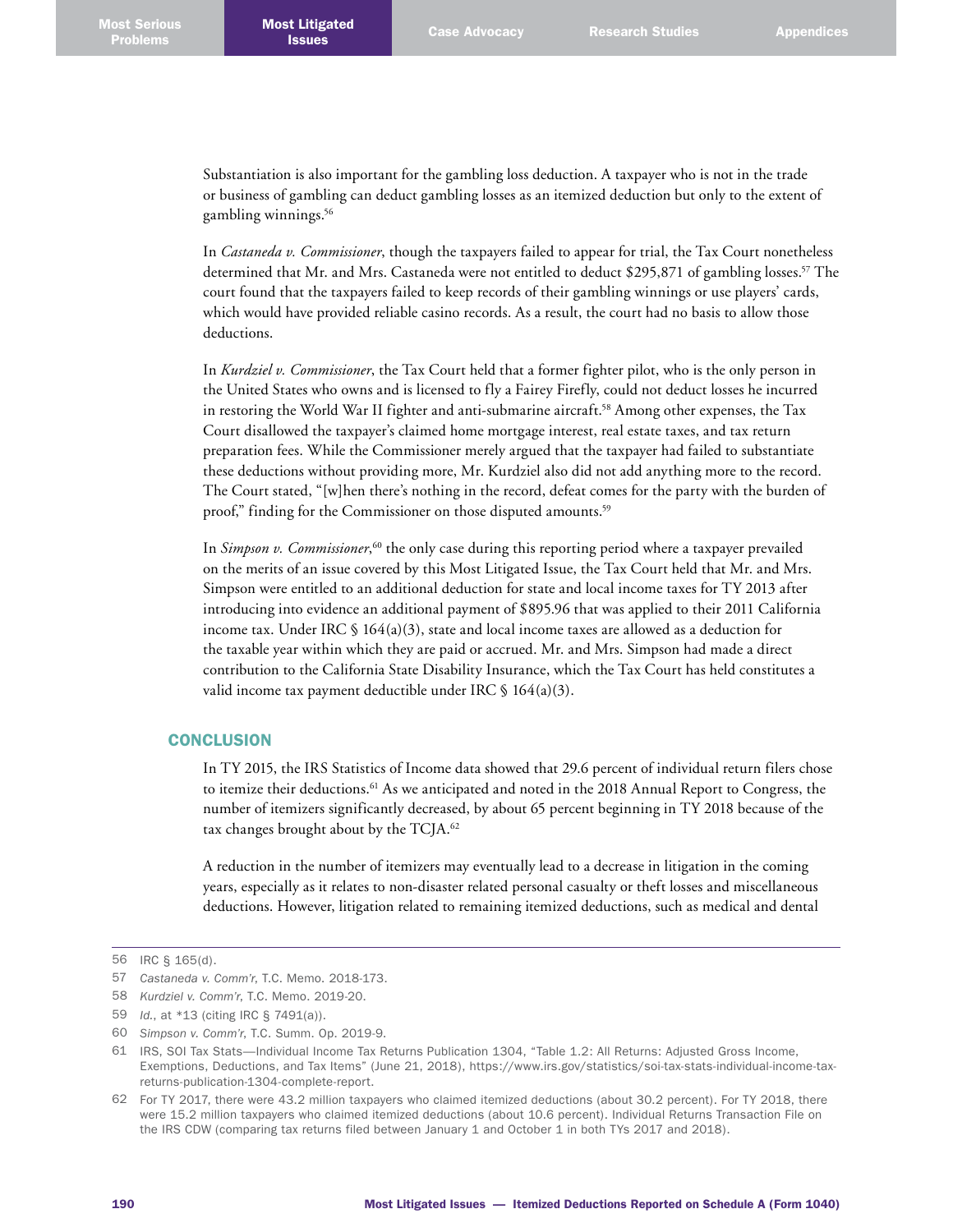Substantiation is also important for the gambling loss deduction. A taxpayer who is not in the trade or business of gambling can deduct gambling losses as an itemized deduction but only to the extent of gambling winnings.[56]

In *Castaneda v. Commissioner*, though the taxpayers failed to appear for trial, the Tax Court nonetheless determined that Mr. and Mrs. Castaneda were not entitled to deduct $295,871 of gambling losses.[57] The court found that the taxpayers failed to keep records of their gambling winnings or use players' cards, which would have provided reliable casino records. As a result, the court had no basis to allow those deductions.

In *Kurdziel v. Commissioner*, the Tax Court held that a former fighter pilot, who is the only person in the United States who owns and is licensed to fly a Fairey Firefly, could not deduct losses he incurred in restoring the World War II fighter and anti-submarine aircraft.[58] Among other expenses, the Tax Court disallowed the taxpayer's claimed home mortgage interest, real estate taxes, and tax return preparation fees. While the Commissioner merely argued that the taxpayer had failed to substantiate these deductions without providing more, Mr. Kurdziel also did not add anything more to the record. The Court stated, "[w]hen there's nothing in the record, defeat comes for the party with the burden of proof," finding for the Commissioner on those disputed amounts.[59]

In *Simpson v. Commissioner*,[60] the only case during this reporting period where a taxpayer prevailed on the merits of an issue covered by this Most Litigated Issue, the Tax Court held that Mr. and Mrs. Simpson were entitled to an additional deduction for state and local income taxes for TY 2013 after introducing into evidence an additional payment of $895.96 that was applied to their 2011 California income tax. Under IRC § 164(a)(3), state and local income taxes are allowed as a deduction for the taxable year within which they are paid or accrued. Mr. and Mrs. Simpson had made a direct contribution to the California State Disability Insurance, which the Tax Court has held constitutes a valid income tax payment deductible under IRC § 164(a)(3).

## CONCLUSION

In TY 2015, the IRS Statistics of Income data showed that 29.6 percent of individual return filers chose to itemize their deductions.[61] As we anticipated and noted in the 2018 Annual Report to Congress, the number of itemizers significantly decreased, by about 65 percent beginning in TY 2018 because of the tax changes brought about by the TCJA.[62]

A reduction in the number of itemizers may eventually lead to a decrease in litigation in the coming years, especially as it relates to non-disaster related personal casualty or theft losses and miscellaneous deductions. However, litigation related to remaining itemized deductions, such as medical and dental

---

56 IRC § 165(d).

57 *Castaneda v. Comm'r*, T.C. Memo. 2018-173.

58 *Kurdziel v. Comm'r*, T.C. Memo. 2019-20.

59 *Id.*, at *13 (citing IRC § 7491(a)).

60 *Simpson v. Comm'r*, T.C. Summ. Op. 2019-9.

61 IRS, SOI Tax Stats—Individual Income Tax Returns Publication 1304, "Table 1.2: All Returns: Adjusted Gross Income, Exemptions, Deductions, and Tax Items" (June 21, 2018), https://www.irs.gov/statistics/soi-tax-stats-individual-income-tax-returns-publication-1304-complete-report.

62 For TY 2017, there were 43.2 million taxpayers who claimed itemized deductions (about 30.2 percent). For TY 2018, there were 15.2 million taxpayers who claimed itemized deductions (about 10.6 percent). Individual Returns Transaction File on the IRS CDW (comparing tax returns filed between January 1 and October 1 in both TYs 2017 and 2018).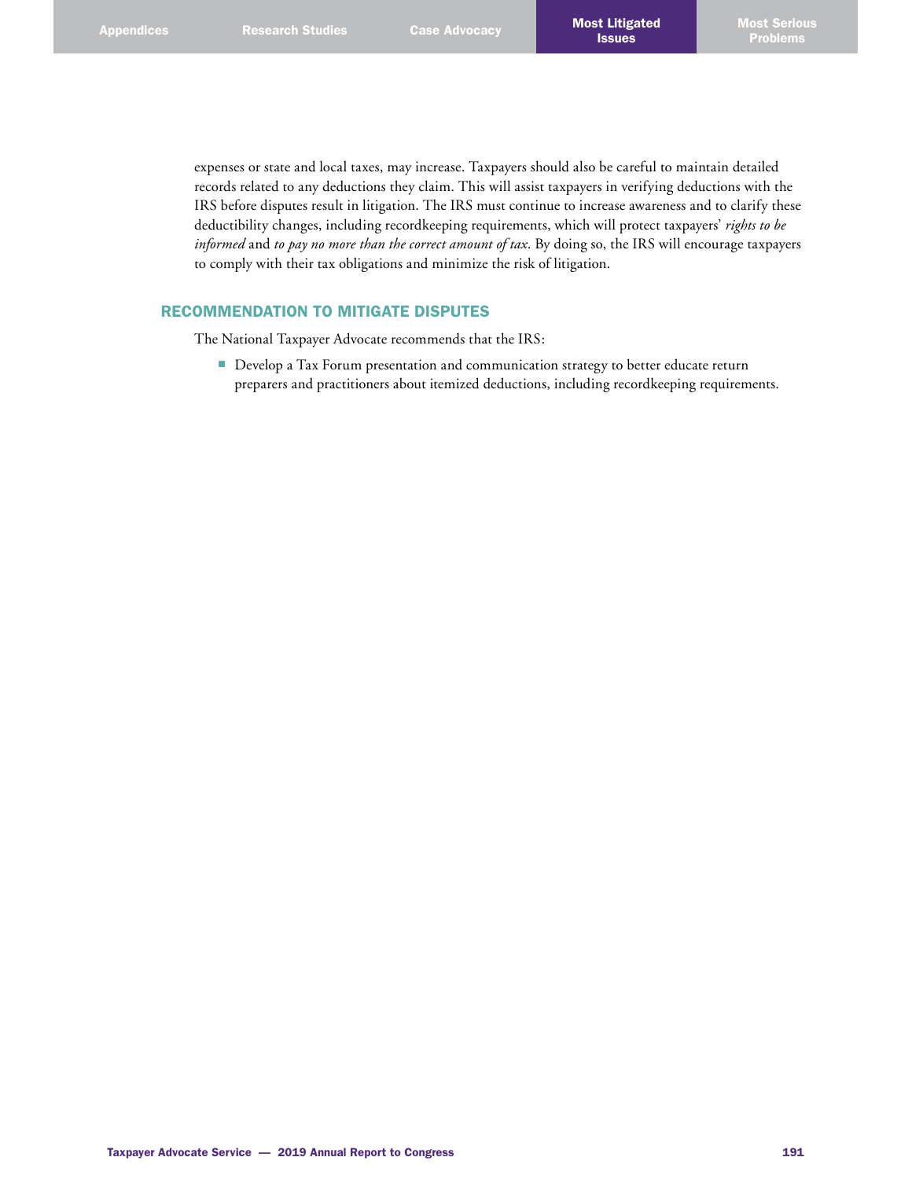expenses or state and local taxes, may increase. Taxpayers should also be careful to maintain detailed records related to any deductions they claim. This will assist taxpayers in verifying deductions with the IRS before disputes result in litigation. The IRS must continue to increase awareness and to clarify these deductibility changes, including recordkeeping requirements, which will protect taxpayers' *rights to be informed* and *to pay no more than the correct amount of tax*. By doing so, the IRS will encourage taxpayers to comply with their tax obligations and minimize the risk of litigation.

## RECOMMENDATION TO MITIGATE DISPUTES

The National Taxpayer Advocate recommends that the IRS:

- Develop a Tax Forum presentation and communication strategy to better educate return preparers and practitioners about itemized deductions, including recordkeeping requirements.